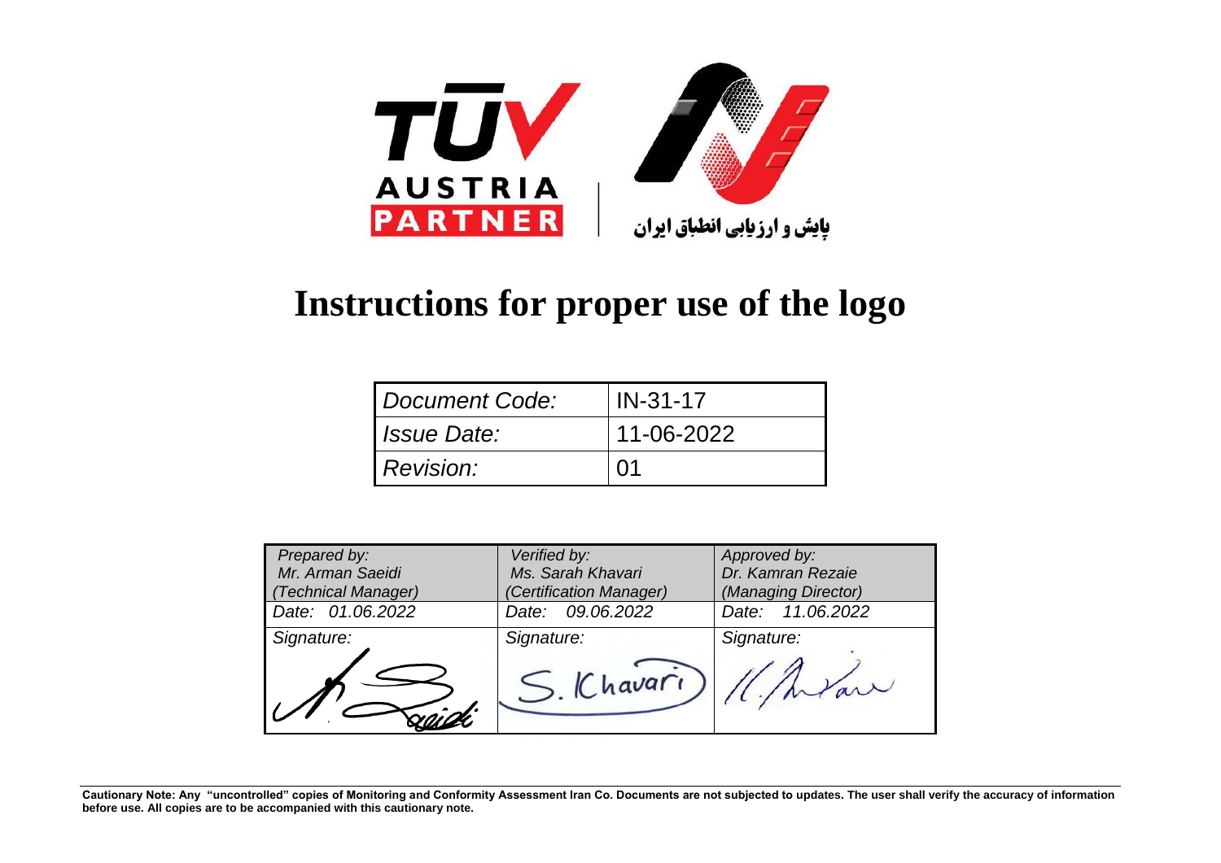TÜV AUSTRIA PARTNER

پایش و ارزیابی انطباق ایران

# Instructions for proper use of the logo

| Document Code: | IN-31-17 |
|---|---|
| Issue Date: | 11-06-2022 |
| Revision: | 01 |

| Prepared by: Mr. Arman Saeidi (Technical Manager) | Verified by: Ms. Sarah Khavari (Certification Manager) | Approved by: Dr. Kamran Rezaie (Managing Director) |
|---|---|---|
| Date: 01.06.2022 | Date: 09.06.2022 | Date: 11.06.2022 |
| Signature: | Signature: | Signature: |

**Cautionary Note: Any "uncontrolled" copies of Monitoring and Conformity Assessment Iran Co. Documents are not subjected to updates. The user shall verify the accuracy of information before use. All copies are to be accompanied with this cautionary note.**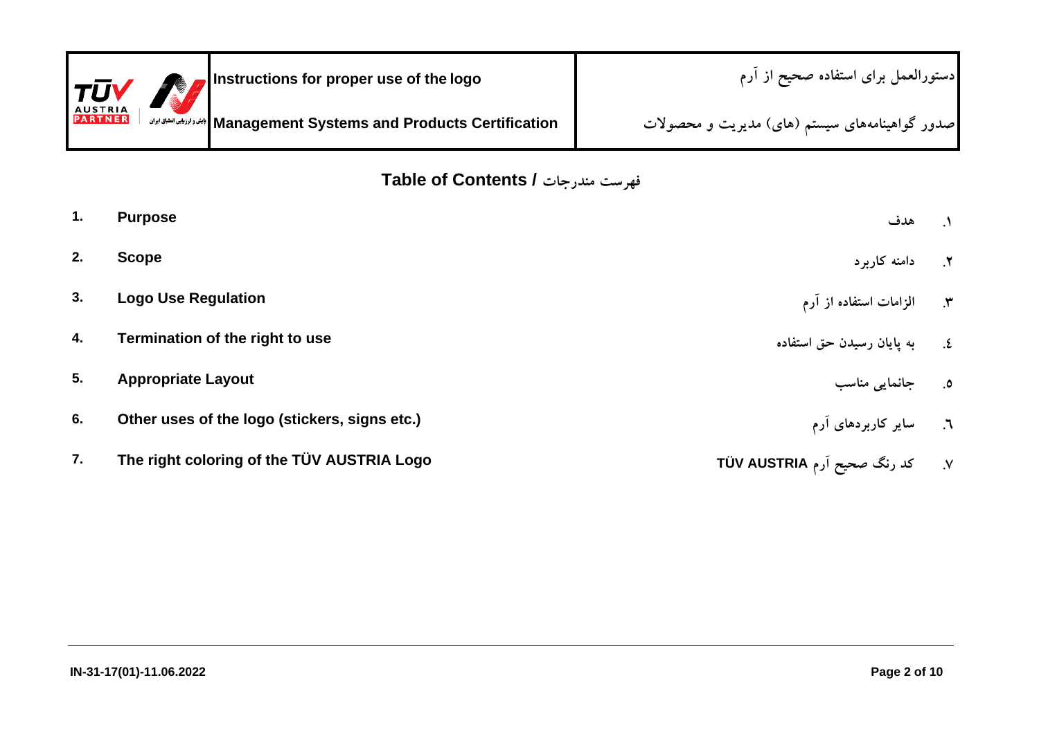## Table of Contents / فهرست مندرجات

| | | | |
|---|---|---|---|
| 1. | **Purpose** | هدف | ۱. |
| 2. | **Scope** | دامنه کاربرد | ۲. |
| 3. | **Logo Use Regulation** | الزامات استفاده از آرم | ۳. |
| 4. | **Termination of the right to use** | به پایان رسیدن حق استفاده | ٤. |
| 5. | **Appropriate Layout** | جانمایی مناسب | ٥. |
| 6. | **Other uses of the logo (stickers, signs etc.)** | سایر کاربردهای آرم | ٦. |
| 7. | **The right coloring of the TÜV AUSTRIA Logo** | کد رنگ صحیح آرم TÜV AUSTRIA | ۷. |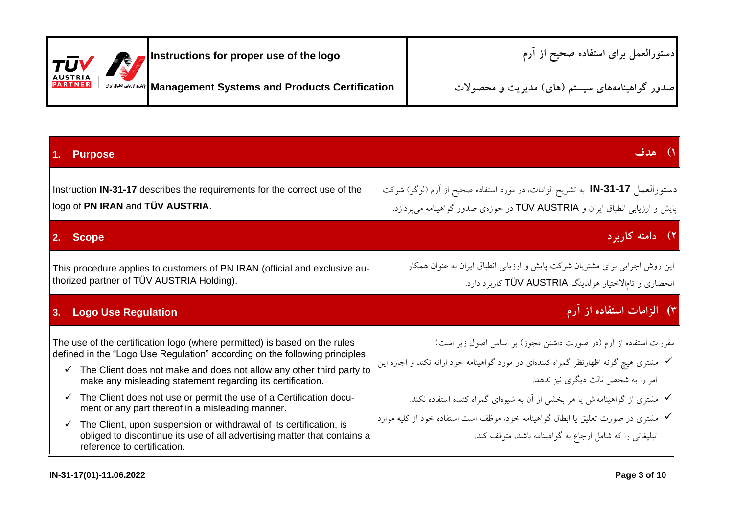| 1. **Purpose** | ۱) **هدف** |
| --- | --- |
| Instruction **IN-31-17** describes the requirements for the correct use of the logo of **PN IRAN** and **TÜV AUSTRIA**. | دستورالعمل **IN-31-17** به تشریح الزامات، در مورد استفاده صحیح از آرم (لوگو) شرکت پایش و ارزیابی انطباق ایران و TÜV AUSTRIA در حوزه‌ی صدور گواهینامه می‌پردازد. |
| 2. **Scope** | ۲) **دامنه کاربرد** |
| This procedure applies to customers of PN IRAN (official and exclusive authorized partner of TÜV AUSTRIA Holding). | این روش اجرایی برای مشتریان شرکت پایش و ارزیابی انطباق ایران به عنوان همکار انحصاری و تام‌الاختیار هولدینگ TÜV AUSTRIA کاربرد دارد. |
| 3. **Logo Use Regulation** | ۳) **الزامات استفاده از آرم** |
| The use of the certification logo (where permitted) is based on the rules defined in the "Logo Use Regulation" according on the following principles:<br>✓ The Client does not make and does not allow any other third party to make any misleading statement regarding its certification.<br>✓ The Client does not use or permit the use of a Certification document or any part thereof in a misleading manner.<br>✓ The Client, upon suspension or withdrawal of its certification, is obliged to discontinue its use of all advertising matter that contains a reference to certification. | مقررات استفاده از آرم (در صورت داشتن مجوز) بر اساس اصول زیر است:<br>✓ مشتری هیچ گونه اظهارنظر گمراه کننده‌ای در مورد گواهینامه خود ارائه نکند و اجازه این امر را به شخص ثالث دیگری نیز ندهد.<br>✓ مشتری از گواهینامه‌اش یا هر بخشی از آن به شیوه‌ای گمراه کننده استفاده نکند.<br>✓ مشتری در صورت تعلیق یا ابطال گواهینامه خود، موظف است استفاده خود از کلیه موارد تبلیغاتی را که شامل ارجاع به گواهینامه باشد، متوقف کند. |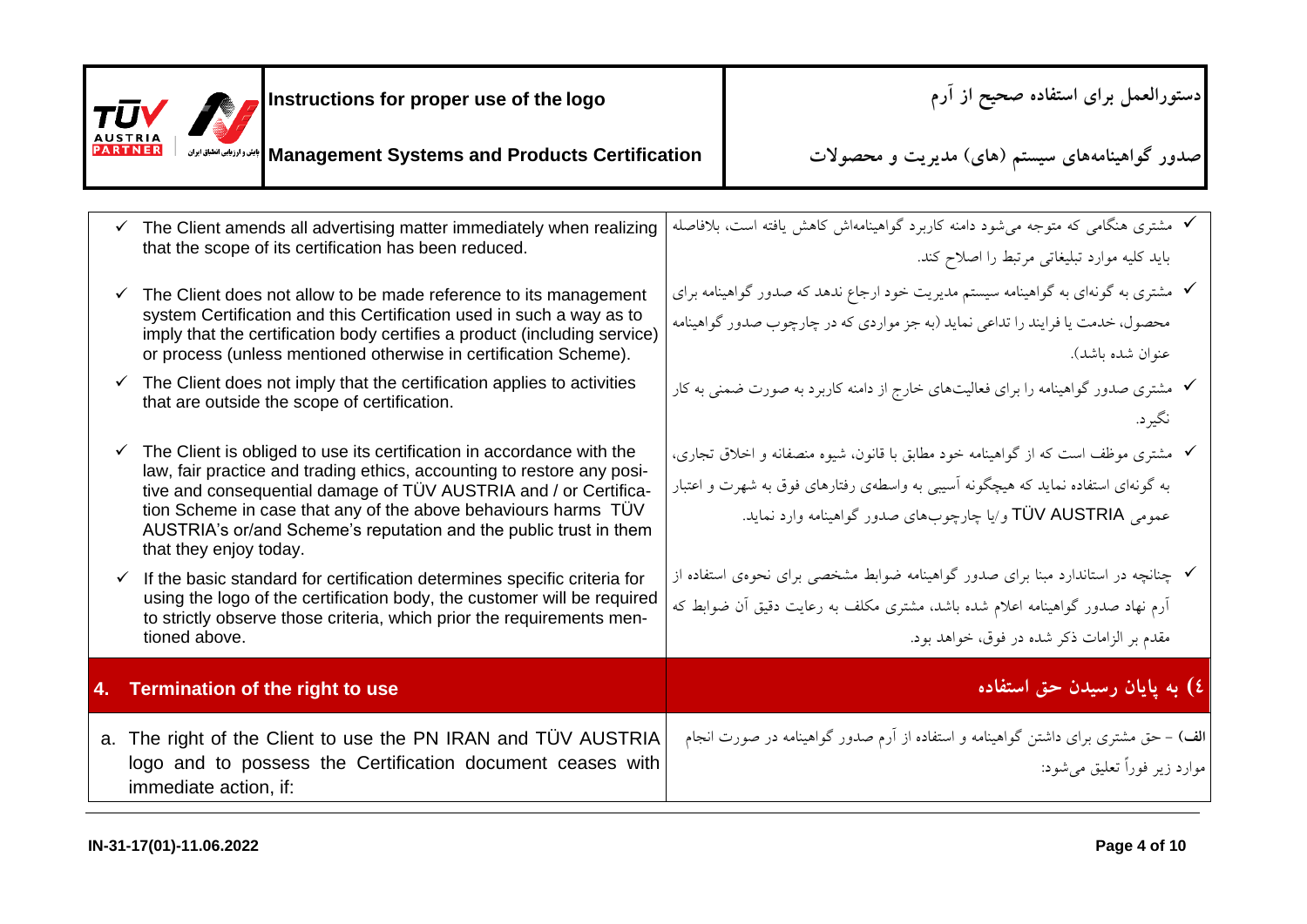| | |
|---|---|
| ✓ The Client amends all advertising matter immediately when realizing that the scope of its certification has been reduced. | ✓ مشتری هنگامی که متوجه می‌شود دامنه کاربرد گواهینامه‌اش کاهش یافته است، بلافاصله باید کلیه موارد تبلیغاتی مرتبط را اصلاح کند. |
| ✓ The Client does not allow to be made reference to its management system Certification and this Certification used in such a way as to imply that the certification body certifies a product (including service) or process (unless mentioned otherwise in certification Scheme). | ✓ مشتری به گونه‌ای به گواهینامه سیستم مدیریت خود ارجاع ندهد که صدور گواهینامه برای محصول، خدمت یا فرایند را تداعی نماید (به جز مواردی که در چارچوب صدور گواهینامه عنوان شده باشد). |
| ✓ The Client does not imply that the certification applies to activities that are outside the scope of certification. | ✓ مشتری صدور گواهینامه را برای فعالیت‌های خارج از دامنه کاربرد به صورت ضمنی به کار نگیرد. |
| ✓ The Client is obliged to use its certification in accordance with the law, fair practice and trading ethics, accounting to restore any positive and consequential damage of TÜV AUSTRIA and / or Certification Scheme in case that any of the above behaviours harms TÜV AUSTRIA's or/and Scheme's reputation and the public trust in them that they enjoy today. | ✓ مشتری موظف است که از گواهینامه خود مطابق با قانون، شیوه منصفانه و اخلاق تجاری، به گونه‌ای استفاده نماید که هیچگونه آسیبی به واسطه‌ی رفتارهای فوق به شهرت و اعتبار عمومی TÜV AUSTRIA و/یا چارچوب‌های صدور گواهینامه وارد نماید. |
| ✓ If the basic standard for certification determines specific criteria for using the logo of the certification body, the customer will be required to strictly observe those criteria, which prior the requirements mentioned above. | ✓ چنانچه در استاندارد مبنا برای صدور گواهینامه ضوابط مشخصی برای نحوه‌ی استفاده از آرم نهاد صدور گواهینامه اعلام شده باشد، مشتری مکلف به رعایت دقیق آن ضوابط که مقدم بر الزامات ذکر شده در فوق، خواهد بود. |

## 4. Termination of the right to use

## ٤) به پایان رسیدن حق استفاده

| | |
|---|---|
| a. The right of the Client to use the PN IRAN and TÜV AUSTRIA logo and to possess the Certification document ceases with immediate action, if: | **الف)** - حق مشتری برای داشتن گواهینامه و استفاده از آرم صدور گواهینامه در صورت انجام موارد زیر فوراً تعلیق می‌شود: |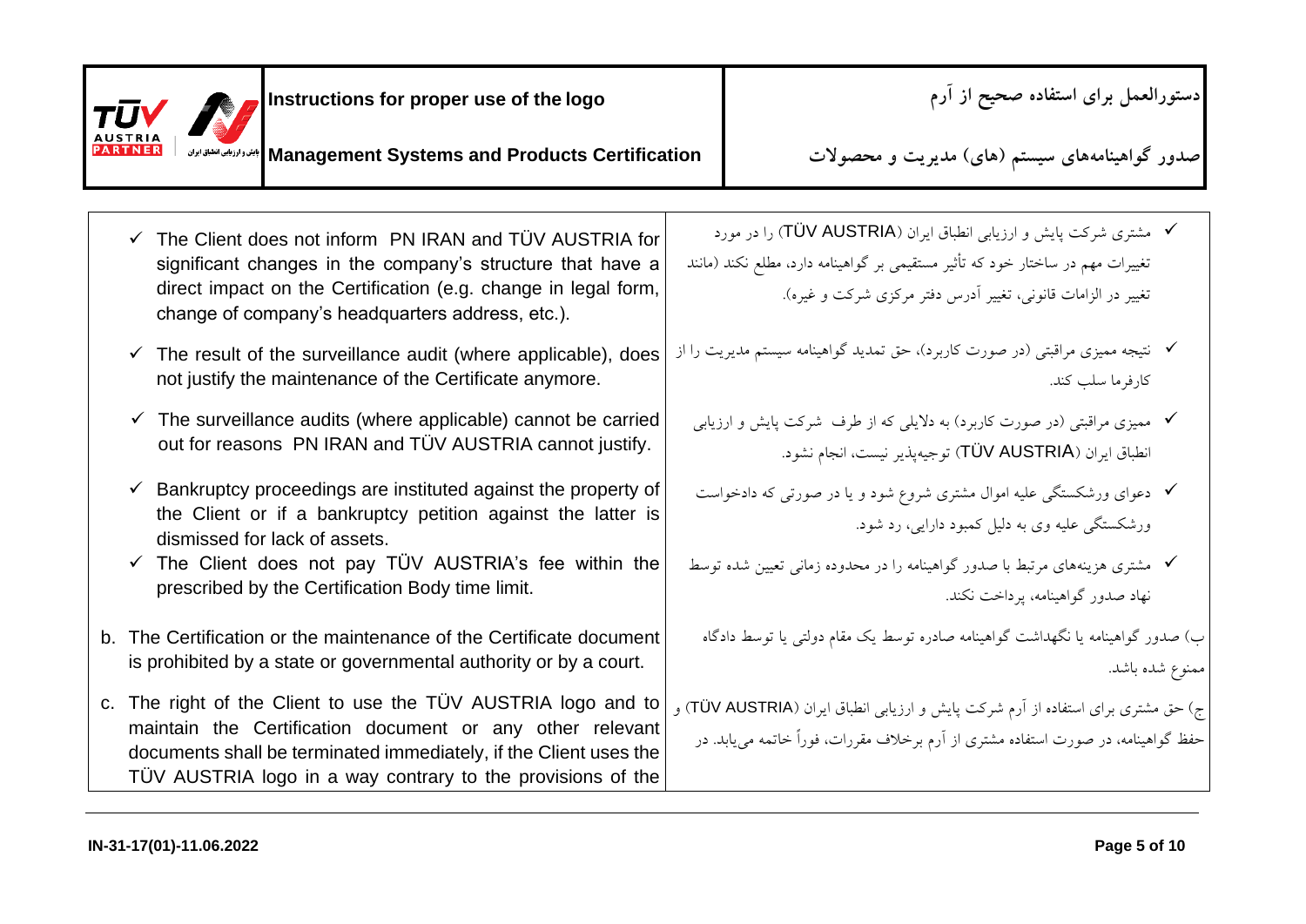| | |
|---|---|
| ✓ The Client does not inform PN IRAN and TÜV AUSTRIA for significant changes in the company's structure that have a direct impact on the Certification (e.g. change in legal form, change of company's headquarters address, etc.). | ✓ مشتری شرکت پایش و ارزیابی انطباق ایران (TÜV AUSTRIA) را در مورد تغییرات مهم در ساختار خود که تأثیر مستقیمی بر گواهینامه دارد، مطلع نکند (مانند تغییر در الزامات قانونی، تغییر آدرس دفتر مرکزی شرکت و غیره). |
| ✓ The result of the surveillance audit (where applicable), does not justify the maintenance of the Certificate anymore. | ✓ نتیجه ممیزی مراقبتی (در صورت کاربرد)، حق تمدید گواهینامه سیستم مدیریت را از کارفرما سلب کند. |
| ✓ The surveillance audits (where applicable) cannot be carried out for reasons PN IRAN and TÜV AUSTRIA cannot justify. | ✓ ممیزی مراقبتی (در صورت کاربرد) به دلایلی که از طرف شرکت پایش و ارزیابی انطباق ایران (TÜV AUSTRIA) توجیه‌پذیر نیست، انجام نشود. |
| ✓ Bankruptcy proceedings are instituted against the property of the Client or if a bankruptcy petition against the latter is dismissed for lack of assets. | ✓ دعوای ورشکستگی علیه اموال مشتری شروع شود و یا در صورتی که دادخواست ورشکستگی علیه وی به دلیل کمبود دارایی، رد شود. |
| ✓ The Client does not pay TÜV AUSTRIA's fee within the prescribed by the Certification Body time limit. | ✓ مشتری هزینه‌های مرتبط با صدور گواهینامه را در محدوده زمانی تعیین شده توسط نهاد صدور گواهینامه، پرداخت نکند. |
| b. The Certification or the maintenance of the Certificate document is prohibited by a state or governmental authority or by a court. | ب) صدور گواهینامه یا نگهداشت گواهینامه صادره توسط یک مقام دولتی یا توسط دادگاه ممنوع شده باشد. |
| c. The right of the Client to use the TÜV AUSTRIA logo and to maintain the Certification document or any other relevant documents shall be terminated immediately, if the Client uses the TÜV AUSTRIA logo in a way contrary to the provisions of the | ج) حق مشتری برای استفاده از آرم شرکت پایش و ارزیابی انطباق ایران (TÜV AUSTRIA) و حفظ گواهینامه، در صورت استفاده مشتری از آرم برخلاف مقررات، فوراً خاتمه می‌یابد. در |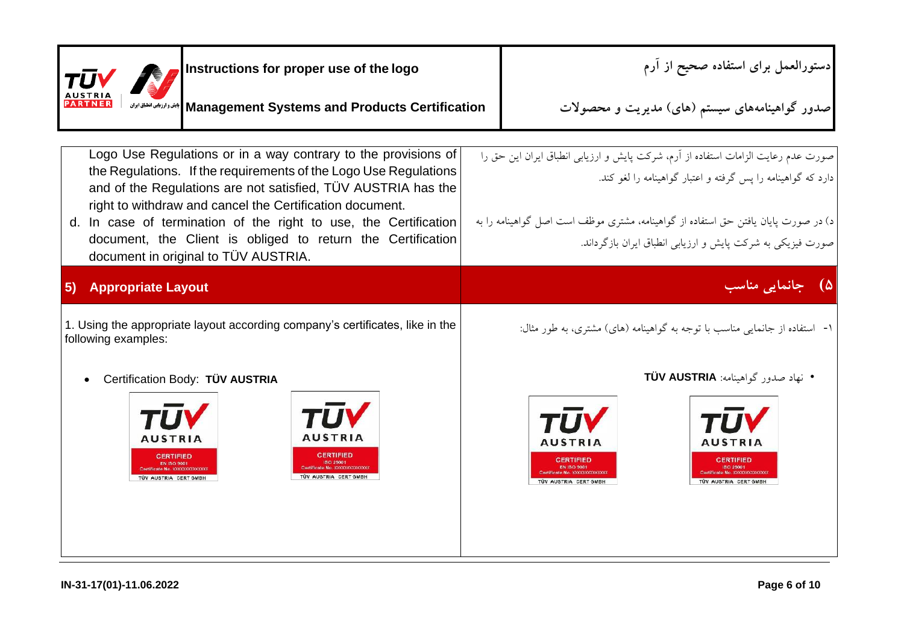Logo Use Regulations or in a way contrary to the provisions of the Regulations. If the requirements of the Logo Use Regulations and of the Regulations are not satisfied, TÜV AUSTRIA has the right to withdraw and cancel the Certification document.

d. In case of termination of the right to use, the Certification document, the Client is obliged to return the Certification document in original to TÜV AUSTRIA.

صورت عدم رعایت الزامات استفاده از آرم، شرکت پایش و ارزیابی انطباق ایران این حق را دارد که گواهینامه را پس گرفته و اعتبار گواهینامه را لغو کند.

د) در صورت پایان یافتن حق استفاده از گواهینامه، مشتری موظف است اصل گواهینامه را به صورت فیزیکی به شرکت پایش و ارزیابی انطباق ایران بازگرداند.

## 5) Appropriate Layout

## ۵) جانمایی مناسب

1. Using the appropriate layout according company's certificates, like in the following examples:

- Certification Body: **TÜV AUSTRIA**

TÜV AUSTRIA CERTIFIED EN ISO 9001 Certificate No. XXXXXXXXXXXXX TÜV AUSTRIA CERT GMBH

TÜV AUSTRIA CERTIFIED ISO 29001 Certificate No. XXXXXXXXXXXXX TÜV AUSTRIA CERT GMBH

۱- استفاده از جانمایی مناسب با توجه به گواهینامه (های) مشتری، به طور مثال:

- نهاد صدور گواهینامه: **TÜV AUSTRIA**

TÜV AUSTRIA CERTIFIED EN ISO 9001 Certificate No. XXXXXXXXXXXXX TÜV AUSTRIA CERT GMBH

TÜV AUSTRIA CERTIFIED ISO 29001 Certificate No. XXXXXXXXXXXXX TÜV AUSTRIA CERT GMBH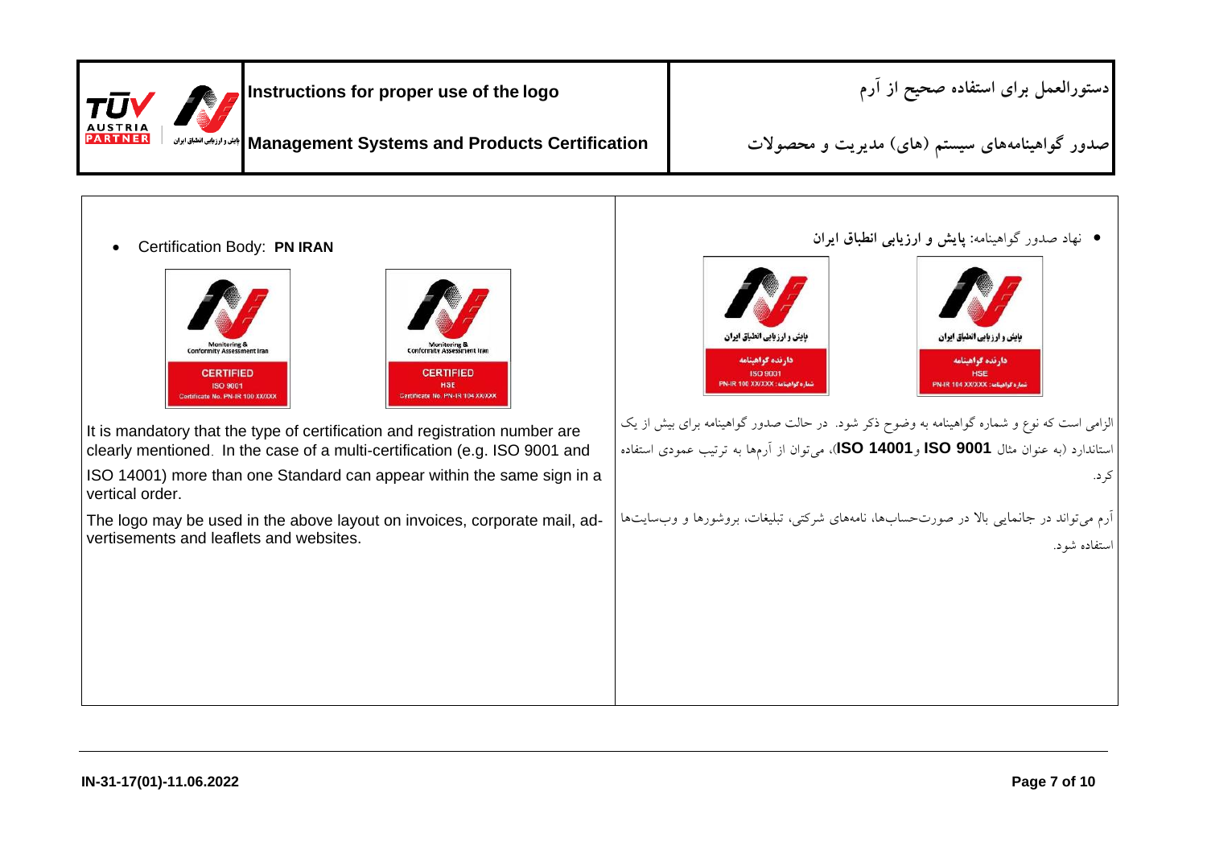| Instructions for proper use of the logo | دستورالعمل برای استفاده صحیح از آرم |
| --- | --- |
| Management Systems and Products Certification | صدور گواهینامه‌های سیستم (های) مدیریت و محصولات |

- Certification Body: **PN IRAN**

Monitoring & Conformity Assessment Iran
CERTIFIED
ISO 9001
Certificate No. PN-IR 100 XX/XXX

Monitoring & Conformity Assessment Iran
CERTIFIED
HSE
Certificate No. PN-IR 104 XX/XXX

It is mandatory that the type of certification and registration number are clearly mentioned. In the case of a multi-certification (e.g. ISO 9001 and ISO 14001) more than one Standard can appear within the same sign in a vertical order.

The logo may be used in the above layout on invoices, corporate mail, advertisements and leaflets and websites.

- نهاد صدور گواهینامه: **پایش و ارزیابی انطباق ایران**

پایش و ارزیابی انطباق ایران
دارنده گواهینامه
ISO 9001
شماره گواهینامه: PN-IR 100 XX/XXX

پایش و ارزیابی انطباق ایران
دارنده گواهینامه
HSE
شماره گواهینامه: PN-IR 104 XX/XXX

الزامی است که نوع و شماره گواهینامه به وضوح ذکر شود. در حالت صدور گواهینامه برای بیش از یک استاندارد (به عنوان مثال **ISO 9001** و **ISO 14001**)، می‌توان از آرم‌ها به ترتیب عمودی استفاده کرد.

آرم می‌تواند در جانمایی بالا در صورت‌حساب‌ها، نامه‌های شرکتی، تبلیغات، بروشورها و وب‌سایت‌ها استفاده شود.

IN-31-17(01)-11.06.2022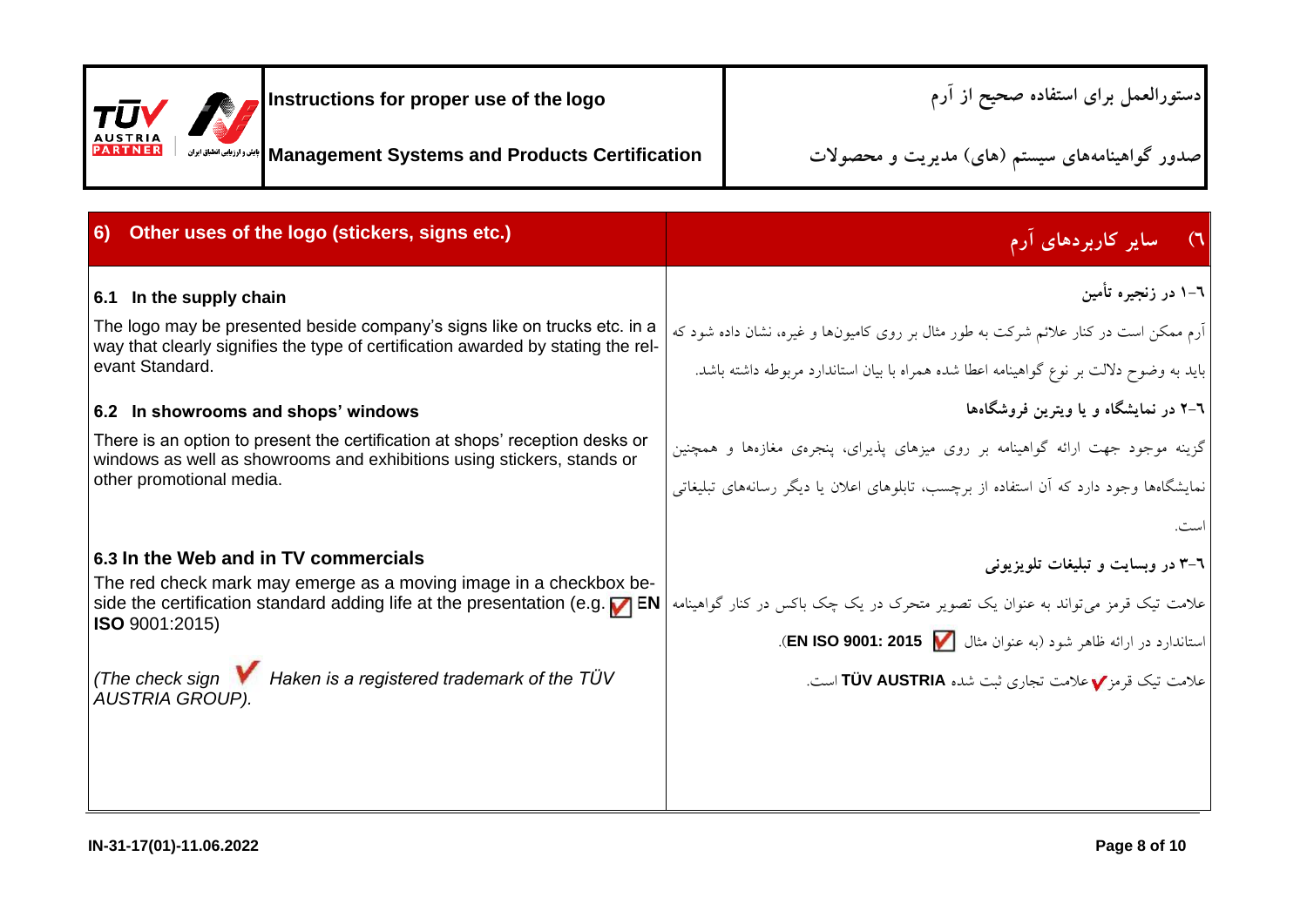## 6) Other uses of the logo (stickers, signs etc.)

## ٦) سایر کاربردهای آرم

### 6.1 In the supply chain

The logo may be presented beside company's signs like on trucks etc. in a way that clearly signifies the type of certification awarded by stating the relevant Standard.

### ٦-١ در زنجیره تأمین

آرم ممکن است در کنار علائم شرکت به طور مثال بر روی کامیون‌ها و غیره، نشان داده شود که باید به وضوح دلالت بر نوع گواهینامه اعطا شده همراه با بیان استاندارد مربوطه داشته باشد.

### 6.2 In showrooms and shops' windows

There is an option to present the certification at shops' reception desks or windows as well as showrooms and exhibitions using stickers, stands or other promotional media.

### ٦-٢ در نمایشگاه و یا ویترین فروشگاه‌ها

گزینه موجود جهت ارائه گواهینامه بر روی میزهای پذیرای، پنجره‌ی مغازه‌ها و همچنین نمایشگاه‌ها وجود دارد که آن استفاده از برچسب، تابلوهای اعلان یا دیگر رسانه‌های تبلیغاتی است.

### 6.3 In the Web and in TV commercials

The red check mark may emerge as a moving image in a checkbox beside the certification standard adding life at the presentation (e.g. ✔ **EN ISO** 9001:2015)

*(The check sign ✔ Haken is a registered trademark of the TÜV AUSTRIA GROUP).*

### ٦-٣ در وبسایت و تبلیغات تلویزیونی

علامت تیک قرمز می‌تواند به عنوان یک تصویر متحرک در یک چک باکس در کنار گواهینامه استاندارد در ارائه ظاهر شود (به عنوان مثال ✔ **EN ISO 9001: 2015**).

علامت تیک قرمز ✔ علامت تجاری ثبت شده **TÜV AUSTRIA** است.

IN-31-17(01)-11.06.2022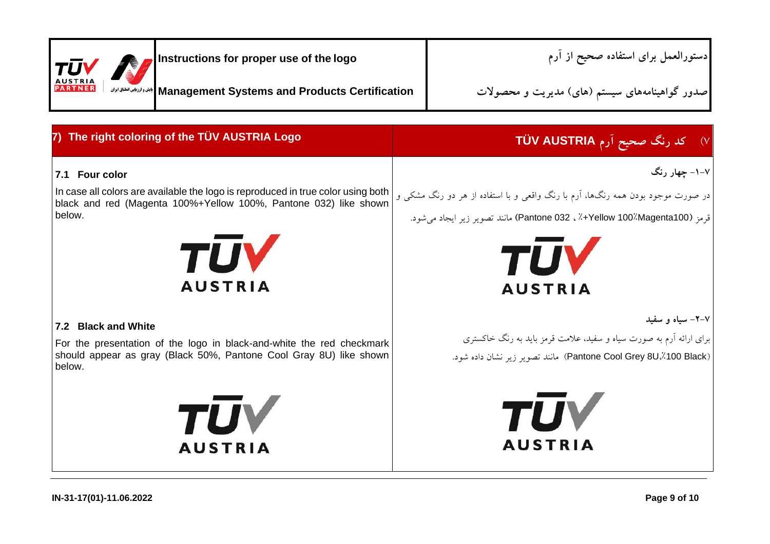## 7) The right coloring of the TÜV AUSTRIA Logo

### 7.1 Four color

In case all colors are available the logo is reproduced in true color using both black and red (Magenta 100%+Yellow 100%, Pantone 032) like shown below.

TÜV AUSTRIA

### 7.2 Black and White

For the presentation of the logo in black-and-white the red checkmark should appear as gray (Black 50%, Pantone Cool Gray 8U) like shown below.

TÜV AUSTRIA

## ۷) کد رنگ صحیح آرم TÜV AUSTRIA

### ۷-۱- چهار رنگ

در صورت موجود بودن همه رنگ‌ها، آرم با رنگ واقعی و با استفاده از هر دو رنگ مشکی و قرمز (Magenta100٪+Yellow 100٪ ، Pantone 032) مانند تصویر زیر ایجاد می‌شود.

TÜV AUSTRIA

### ۷-۲- سیاه و سفید

برای ارائه آرم به صورت سیاه و سفید، علامت قرمز باید به رنگ خاکستری (Pantone Cool Grey 8U،٪100 Black) مانند تصویر زیر نشان داده شود.

TÜV AUSTRIA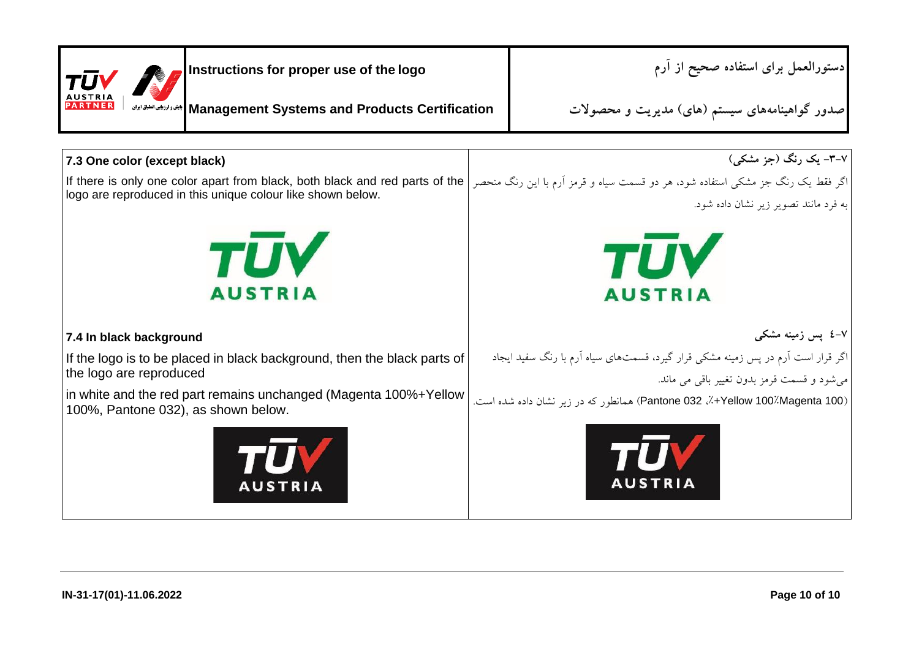## 7.3 One color (except black)

If there is only one color apart from black, both black and red parts of the logo are reproduced in this unique colour like shown below.

## ۷-۳- یک رنگ (جز مشکی)

اگر فقط یک رنگ جز مشکی استفاده شود، هر دو قسمت سیاه و قرمز آرم با این رنگ منحصر به فرد مانند تصویر زیر نشان داده شود.

## 7.4 In black background

If the logo is to be placed in black background, then the black parts of the logo are reproduced

in white and the red part remains unchanged (Magenta 100%+Yellow 100%, Pantone 032), as shown below.

## ۷-٤ پس زمینه مشکی

اگر قرار است آرم در پس زمینه مشکی قرار گیرد، قسمت‌های سیاه آرم با رنگ سفید ایجاد می‌شود و قسمت قرمز بدون تغییر باقی می ماند.

(Magenta 100٪+Yellow 100٪ Pantone 032) همانطور که در زیر نشان داده شده است.